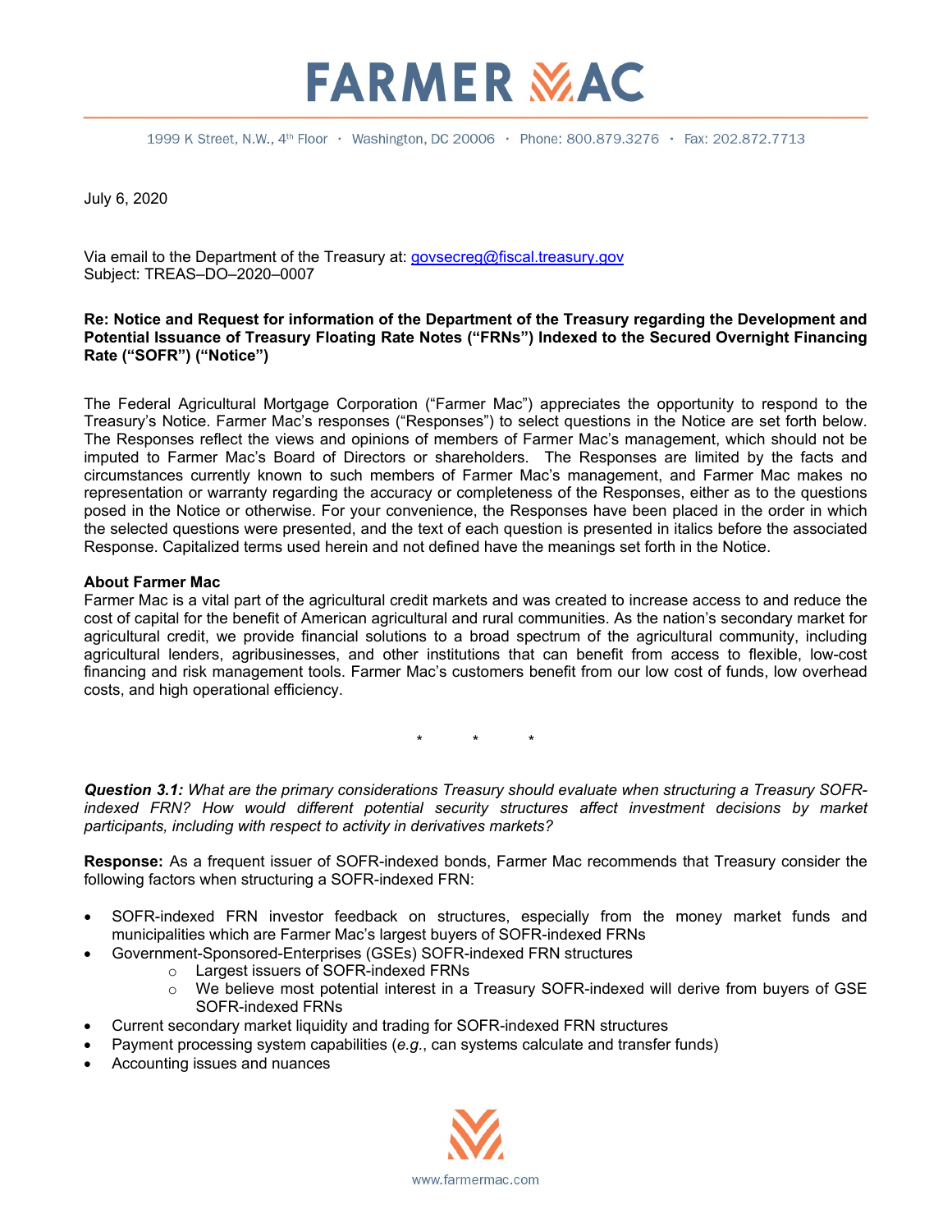# FARMER MAC

1999 K Street, N.W., 4th Floor · Washington, DC 20006 · Phone: 800.879.3276 · Fax: 202.872.7713

July 6, 2020

Via email to the Department of the Treasury at: govsecreg@fiscal.treasury.gov
Subject: TREAS–DO–2020–0007

**Re: Notice and Request for information of the Department of the Treasury regarding the Development and Potential Issuance of Treasury Floating Rate Notes ("FRNs") Indexed to the Secured Overnight Financing Rate ("SOFR") ("Notice")**

The Federal Agricultural Mortgage Corporation ("Farmer Mac") appreciates the opportunity to respond to the Treasury's Notice. Farmer Mac's responses ("Responses") to select questions in the Notice are set forth below. The Responses reflect the views and opinions of members of Farmer Mac's management, which should not be imputed to Farmer Mac's Board of Directors or shareholders. The Responses are limited by the facts and circumstances currently known to such members of Farmer Mac's management, and Farmer Mac makes no representation or warranty regarding the accuracy or completeness of the Responses, either as to the questions posed in the Notice or otherwise. For your convenience, the Responses have been placed in the order in which the selected questions were presented, and the text of each question is presented in italics before the associated Response. Capitalized terms used herein and not defined have the meanings set forth in the Notice.

**About Farmer Mac**
Farmer Mac is a vital part of the agricultural credit markets and was created to increase access to and reduce the cost of capital for the benefit of American agricultural and rural communities. As the nation's secondary market for agricultural credit, we provide financial solutions to a broad spectrum of the agricultural community, including agricultural lenders, agribusinesses, and other institutions that can benefit from access to flexible, low-cost financing and risk management tools. Farmer Mac's customers benefit from our low cost of funds, low overhead costs, and high operational efficiency.

\*  \*  \*

***Question 3.1:*** *What are the primary considerations Treasury should evaluate when structuring a Treasury SOFR-indexed FRN? How would different potential security structures affect investment decisions by market participants, including with respect to activity in derivatives markets?*

**Response:** As a frequent issuer of SOFR-indexed bonds, Farmer Mac recommends that Treasury consider the following factors when structuring a SOFR-indexed FRN:

- SOFR-indexed FRN investor feedback on structures, especially from the money market funds and municipalities which are Farmer Mac's largest buyers of SOFR-indexed FRNs
- Government-Sponsored-Enterprises (GSEs) SOFR-indexed FRN structures
    - Largest issuers of SOFR-indexed FRNs
    - We believe most potential interest in a Treasury SOFR-indexed will derive from buyers of GSE SOFR-indexed FRNs
- Current secondary market liquidity and trading for SOFR-indexed FRN structures
- Payment processing system capabilities (*e.g.*, can systems calculate and transfer funds)
- Accounting issues and nuances

www.farmermac.com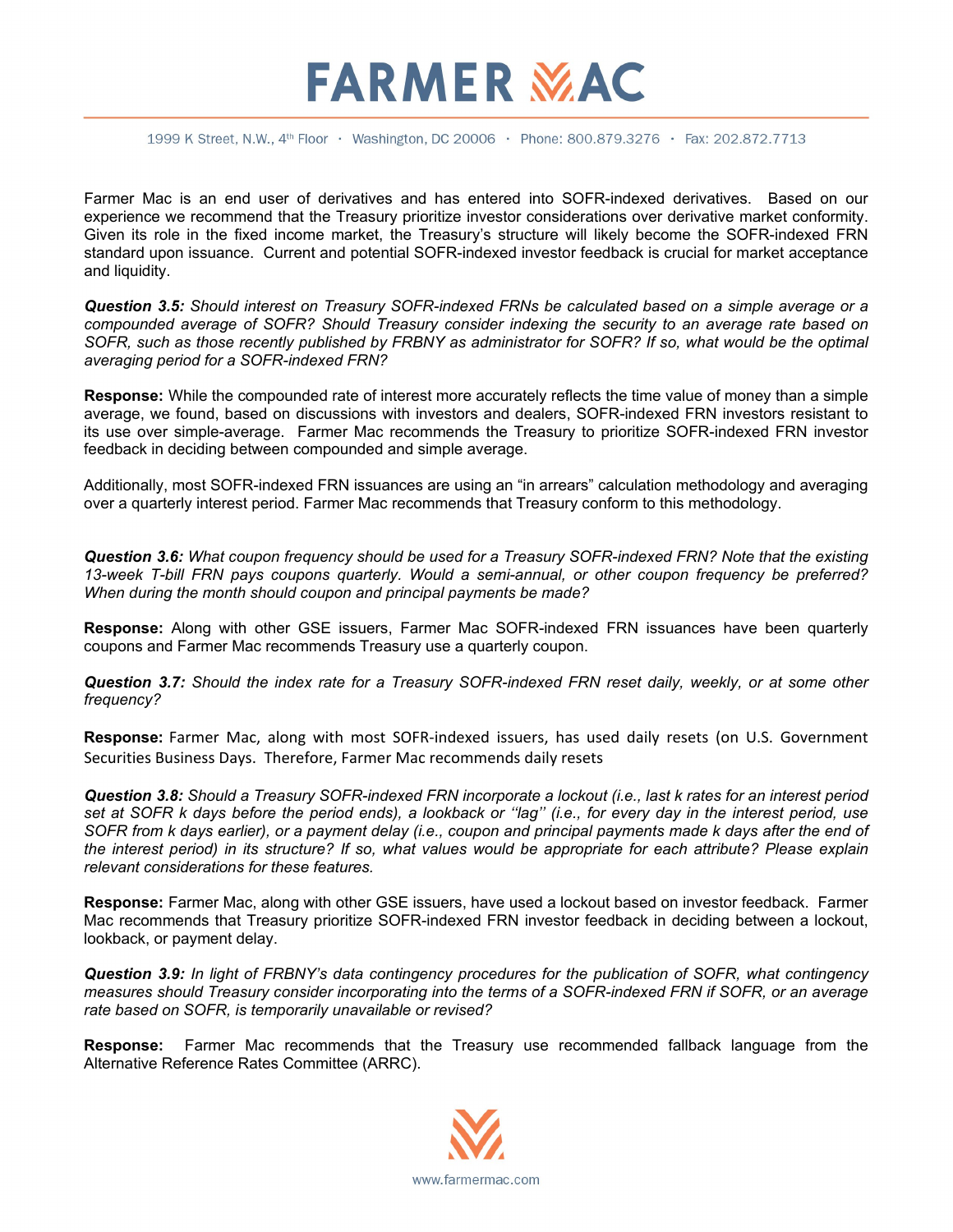Farmer Mac is an end user of derivatives and has entered into SOFR-indexed derivatives. Based on our experience we recommend that the Treasury prioritize investor considerations over derivative market conformity. Given its role in the fixed income market, the Treasury's structure will likely become the SOFR-indexed FRN standard upon issuance. Current and potential SOFR-indexed investor feedback is crucial for market acceptance and liquidity.

***Question 3.5:*** *Should interest on Treasury SOFR-indexed FRNs be calculated based on a simple average or a compounded average of SOFR? Should Treasury consider indexing the security to an average rate based on SOFR, such as those recently published by FRBNY as administrator for SOFR? If so, what would be the optimal averaging period for a SOFR-indexed FRN?*

**Response:** While the compounded rate of interest more accurately reflects the time value of money than a simple average, we found, based on discussions with investors and dealers, SOFR-indexed FRN investors resistant to its use over simple-average. Farmer Mac recommends the Treasury to prioritize SOFR-indexed FRN investor feedback in deciding between compounded and simple average.

Additionally, most SOFR-indexed FRN issuances are using an "in arrears" calculation methodology and averaging over a quarterly interest period. Farmer Mac recommends that Treasury conform to this methodology.

***Question 3.6:*** *What coupon frequency should be used for a Treasury SOFR-indexed FRN? Note that the existing 13-week T-bill FRN pays coupons quarterly. Would a semi-annual, or other coupon frequency be preferred? When during the month should coupon and principal payments be made?*

**Response:** Along with other GSE issuers, Farmer Mac SOFR-indexed FRN issuances have been quarterly coupons and Farmer Mac recommends Treasury use a quarterly coupon.

***Question 3.7:*** *Should the index rate for a Treasury SOFR-indexed FRN reset daily, weekly, or at some other frequency?*

**Response:** Farmer Mac, along with most SOFR-indexed issuers, has used daily resets (on U.S. Government Securities Business Days. Therefore, Farmer Mac recommends daily resets

***Question 3.8:*** *Should a Treasury SOFR-indexed FRN incorporate a lockout (i.e., last k rates for an interest period set at SOFR k days before the period ends), a lookback or "lag" (i.e., for every day in the interest period, use SOFR from k days earlier), or a payment delay (i.e., coupon and principal payments made k days after the end of the interest period) in its structure? If so, what values would be appropriate for each attribute? Please explain relevant considerations for these features.*

**Response:** Farmer Mac, along with other GSE issuers, have used a lockout based on investor feedback. Farmer Mac recommends that Treasury prioritize SOFR-indexed FRN investor feedback in deciding between a lockout, lookback, or payment delay.

***Question 3.9:*** *In light of FRBNY's data contingency procedures for the publication of SOFR, what contingency measures should Treasury consider incorporating into the terms of a SOFR-indexed FRN if SOFR, or an average rate based on SOFR, is temporarily unavailable or revised?*

**Response:** Farmer Mac recommends that the Treasury use recommended fallback language from the Alternative Reference Rates Committee (ARRC).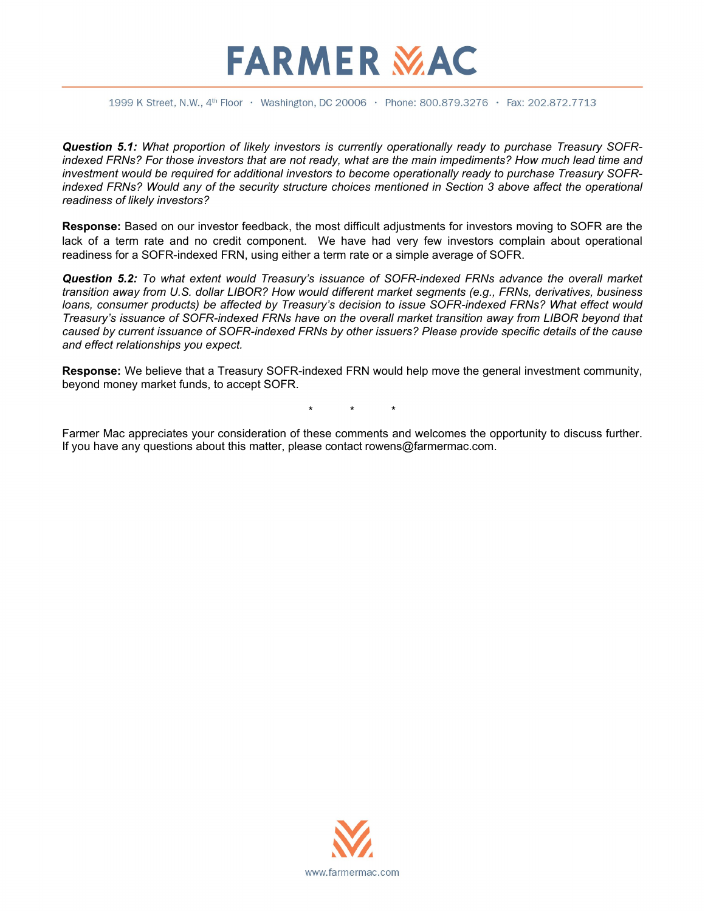***Question 5.1:*** *What proportion of likely investors is currently operationally ready to purchase Treasury SOFR-indexed FRNs? For those investors that are not ready, what are the main impediments? How much lead time and investment would be required for additional investors to become operationally ready to purchase Treasury SOFR-indexed FRNs? Would any of the security structure choices mentioned in Section 3 above affect the operational readiness of likely investors?*

**Response:** Based on our investor feedback, the most difficult adjustments for investors moving to SOFR are the lack of a term rate and no credit component. We have had very few investors complain about operational readiness for a SOFR-indexed FRN, using either a term rate or a simple average of SOFR.

***Question 5.2:*** *To what extent would Treasury's issuance of SOFR-indexed FRNs advance the overall market transition away from U.S. dollar LIBOR? How would different market segments (e.g., FRNs, derivatives, business loans, consumer products) be affected by Treasury's decision to issue SOFR-indexed FRNs? What effect would Treasury's issuance of SOFR-indexed FRNs have on the overall market transition away from LIBOR beyond that caused by current issuance of SOFR-indexed FRNs by other issuers? Please provide specific details of the cause and effect relationships you expect.*

**Response:** We believe that a Treasury SOFR-indexed FRN would help move the general investment community, beyond money market funds, to accept SOFR.

\* \* \*

Farmer Mac appreciates your consideration of these comments and welcomes the opportunity to discuss further. If you have any questions about this matter, please contact rowens@farmermac.com.